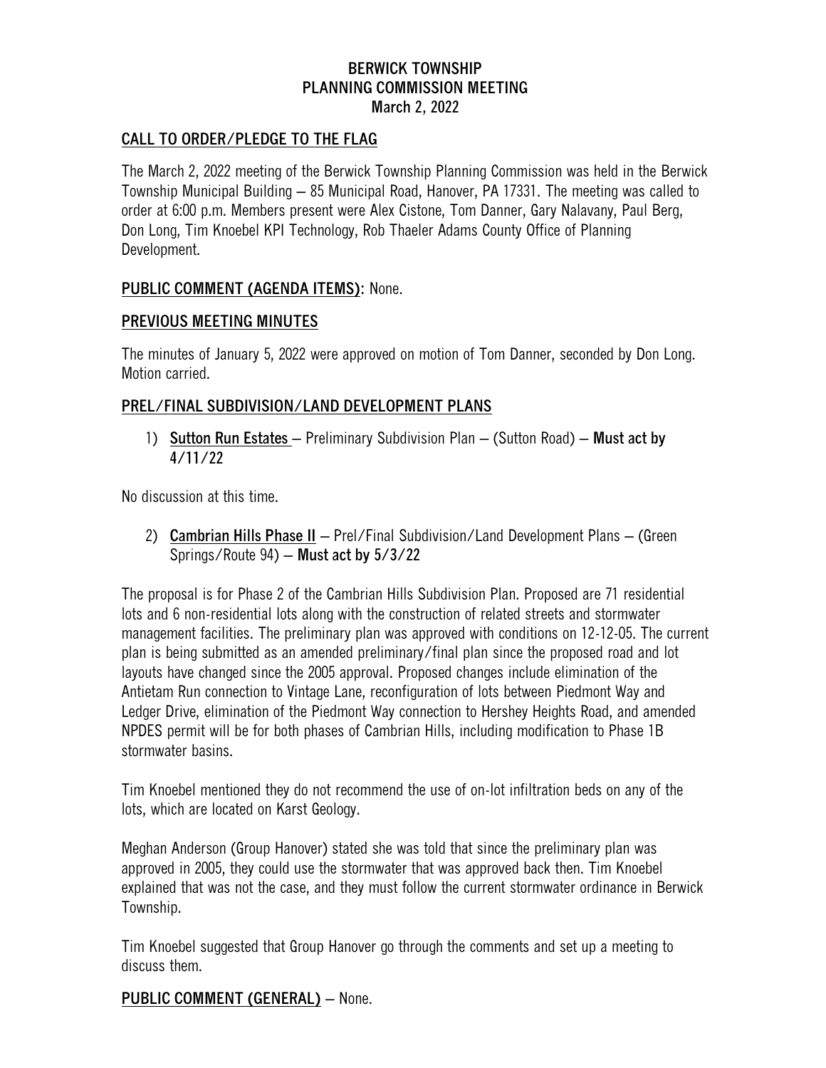# BERWICK TOWNSHIP
# PLANNING COMMISSION MEETING
### March 2, 2022

## CALL TO ORDER/PLEDGE TO THE FLAG

The March 2, 2022 meeting of the Berwick Township Planning Commission was held in the Berwick Township Municipal Building – 85 Municipal Road, Hanover, PA 17331. The meeting was called to order at 6:00 p.m. Members present were Alex Cistone, Tom Danner, Gary Nalavany, Paul Berg, Don Long, Tim Knoebel KPI Technology, Rob Thaeler Adams County Office of Planning Development.

## PUBLIC COMMENT (AGENDA ITEMS): None.

## PREVIOUS MEETING MINUTES

The minutes of January 5, 2022 were approved on motion of Tom Danner, seconded by Don Long. Motion carried.

## PREL/FINAL SUBDIVISION/LAND DEVELOPMENT PLANS

1) **Sutton Run Estates** – Preliminary Subdivision Plan – (Sutton Road) – **Must act by 4/11/22**

No discussion at this time.

2) **Cambrian Hills Phase II** – Prel/Final Subdivision/Land Development Plans – (Green Springs/Route 94) – **Must act by 5/3/22**

The proposal is for Phase 2 of the Cambrian Hills Subdivision Plan. Proposed are 71 residential lots and 6 non-residential lots along with the construction of related streets and stormwater management facilities. The preliminary plan was approved with conditions on 12-12-05. The current plan is being submitted as an amended preliminary/final plan since the proposed road and lot layouts have changed since the 2005 approval. Proposed changes include elimination of the Antietam Run connection to Vintage Lane, reconfiguration of lots between Piedmont Way and Ledger Drive, elimination of the Piedmont Way connection to Hershey Heights Road, and amended NPDES permit will be for both phases of Cambrian Hills, including modification to Phase 1B stormwater basins.

Tim Knoebel mentioned they do not recommend the use of on-lot infiltration beds on any of the lots, which are located on Karst Geology.

Meghan Anderson (Group Hanover) stated she was told that since the preliminary plan was approved in 2005, they could use the stormwater that was approved back then. Tim Knoebel explained that was not the case, and they must follow the current stormwater ordinance in Berwick Township.

Tim Knoebel suggested that Group Hanover go through the comments and set up a meeting to discuss them.

## PUBLIC COMMENT (GENERAL) – None.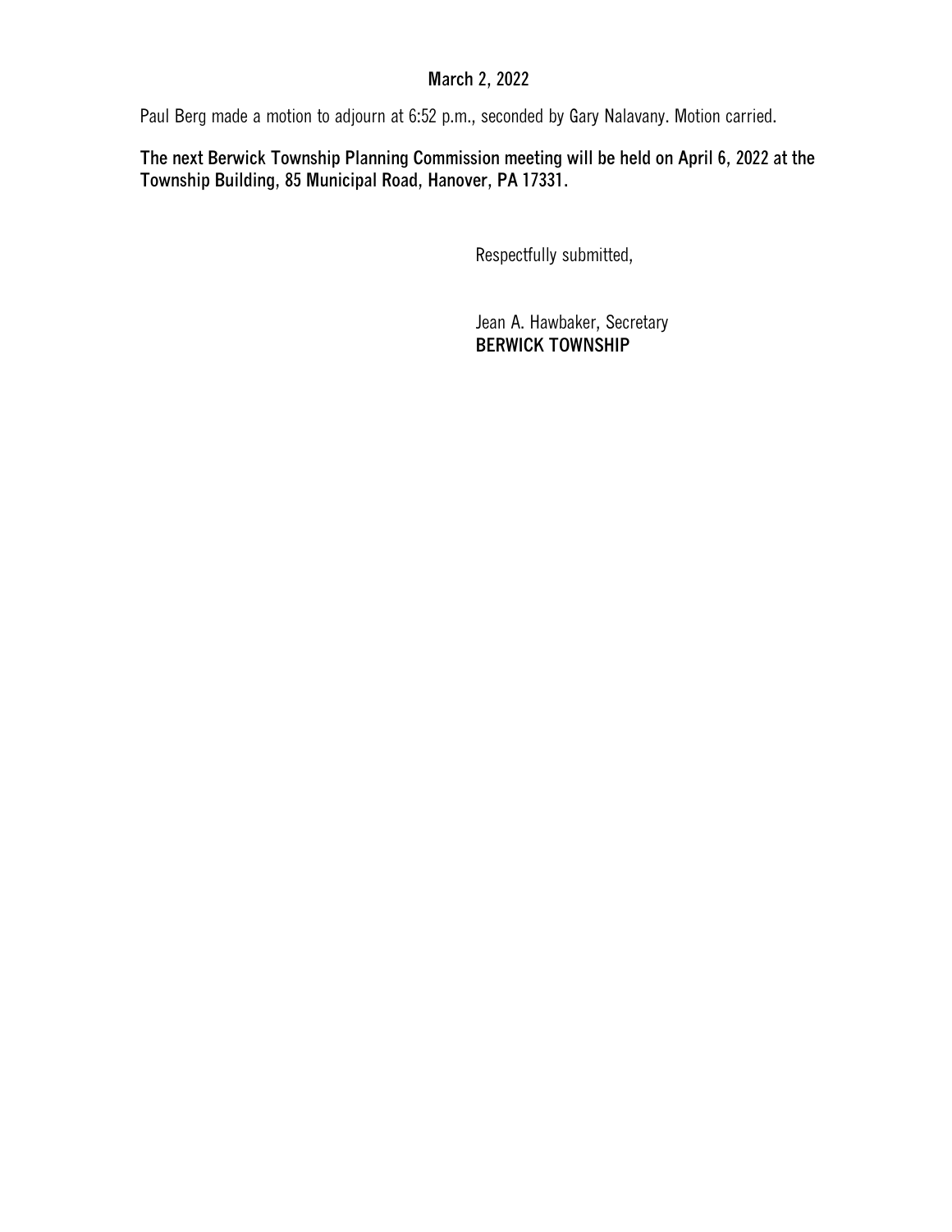**March 2, 2022**

Paul Berg made a motion to adjourn at 6:52 p.m., seconded by Gary Nalavany. Motion carried.

**The next Berwick Township Planning Commission meeting will be held on April 6, 2022 at the Township Building, 85 Municipal Road, Hanover, PA 17331.**

Respectfully submitted,

Jean A. Hawbaker, Secretary
**BERWICK TOWNSHIP**